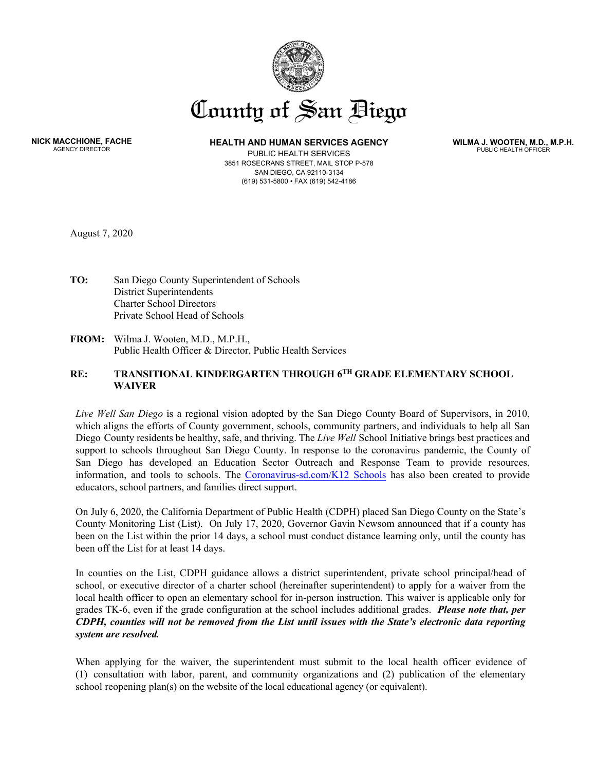# County of San Diego

**NICK MACCHIONE, FACHE**
AGENCY DIRECTOR

**HEALTH AND HUMAN SERVICES AGENCY**
PUBLIC HEALTH SERVICES
3851 ROSECRANS STREET, MAIL STOP P-578
SAN DIEGO, CA 92110-3134
(619) 531-5800 • FAX (619) 542-4186

**WILMA J. WOOTEN, M.D., M.P.H.**
PUBLIC HEALTH OFFICER

August 7, 2020

**TO:** San Diego County Superintendent of Schools
District Superintendents
Charter School Directors
Private School Head of Schools

**FROM:** Wilma J. Wooten, M.D., M.P.H.,
Public Health Officer & Director, Public Health Services

**RE: TRANSITIONAL KINDERGARTEN THROUGH 6TH GRADE ELEMENTARY SCHOOL WAIVER**

*Live Well San Diego* is a regional vision adopted by the San Diego County Board of Supervisors, in 2010, which aligns the efforts of County government, schools, community partners, and individuals to help all San Diego County residents be healthy, safe, and thriving. The *Live Well* School Initiative brings best practices and support to schools throughout San Diego County. In response to the coronavirus pandemic, the County of San Diego has developed an Education Sector Outreach and Response Team to provide resources, information, and tools to schools. The [Coronavirus-sd.com/K12 Schools](Coronavirus-sd.com/K12 Schools) has also been created to provide educators, school partners, and families direct support.

On July 6, 2020, the California Department of Public Health (CDPH) placed San Diego County on the State's County Monitoring List (List). On July 17, 2020, Governor Gavin Newsom announced that if a county has been on the List within the prior 14 days, a school must conduct distance learning only, until the county has been off the List for at least 14 days.

In counties on the List, CDPH guidance allows a district superintendent, private school principal/head of school, or executive director of a charter school (hereinafter superintendent) to apply for a waiver from the local health officer to open an elementary school for in-person instruction. This waiver is applicable only for grades TK-6, even if the grade configuration at the school includes additional grades. ***Please note that, per CDPH, counties will not be removed from the List until issues with the State's electronic data reporting system are resolved.***

When applying for the waiver, the superintendent must submit to the local health officer evidence of (1) consultation with labor, parent, and community organizations and (2) publication of the elementary school reopening plan(s) on the website of the local educational agency (or equivalent).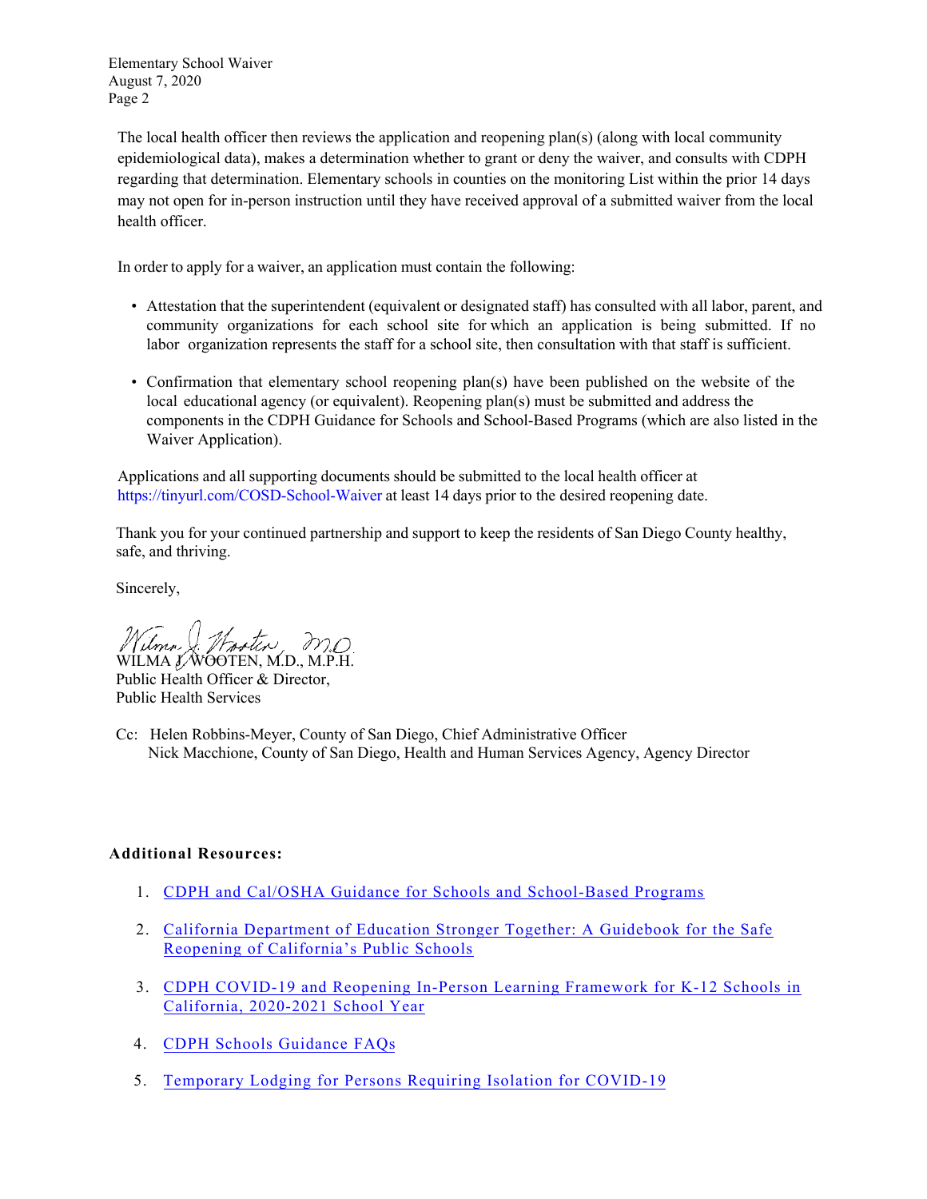The local health officer then reviews the application and reopening plan(s) (along with local community epidemiological data), makes a determination whether to grant or deny the waiver, and consults with CDPH regarding that determination. Elementary schools in counties on the monitoring List within the prior 14 days may not open for in-person instruction until they have received approval of a submitted waiver from the local health officer.

In order to apply for a waiver, an application must contain the following:

- Attestation that the superintendent (equivalent or designated staff) has consulted with all labor, parent, and community organizations for each school site for which an application is being submitted. If no labor organization represents the staff for a school site, then consultation with that staff is sufficient.
- Confirmation that elementary school reopening plan(s) have been published on the website of the local educational agency (or equivalent). Reopening plan(s) must be submitted and address the components in the CDPH Guidance for Schools and School-Based Programs (which are also listed in the Waiver Application).

Applications and all supporting documents should be submitted to the local health officer at https://tinyurl.com/COSD-School-Waiver at least 14 days prior to the desired reopening date.

Thank you for your continued partnership and support to keep the residents of San Diego County healthy, safe, and thriving.

Sincerely,

WILMA J. WOOTEN, M.D., M.P.H.
Public Health Officer & Director,
Public Health Services

Cc: Helen Robbins-Meyer, County of San Diego, Chief Administrative Officer
Nick Macchione, County of San Diego, Health and Human Services Agency, Agency Director

**Additional Resources:**

1. CDPH and Cal/OSHA Guidance for Schools and School-Based Programs
2. California Department of Education Stronger Together: A Guidebook for the Safe Reopening of California's Public Schools
3. CDPH COVID-19 and Reopening In-Person Learning Framework for K-12 Schools in California, 2020-2021 School Year
4. CDPH Schools Guidance FAQs
5. Temporary Lodging for Persons Requiring Isolation for COVID-19